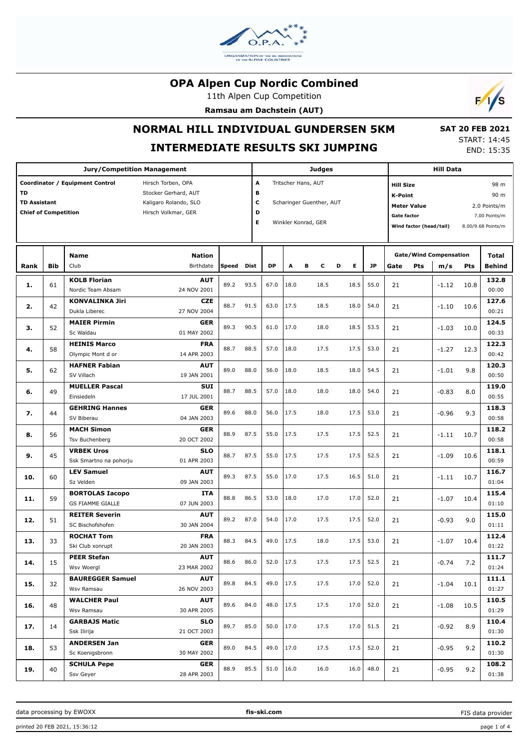# OPA Alpen Cup Nordic Combined

11th Alpen Cup Competition

**Ramsau am Dachstein (AUT)**

## NORMAL HILL INDIVIDUAL GUNDERSEN 5KM

## INTERMEDIATE RESULTS SKI JUMPING

**SAT 20 FEB 2021**
START: 14:45
END: 15:35

| Jury/Competition Management | | Judges | | Hill Data | |
|---|---|---|---|---|---|
| Coordinator / Equipment Control | Hirsch Torben, OPA | A | Tritscher Hans, AUT | Hill Size | 98 m |
| TD | Stocker Gerhard, AUT | B | | K-Point | 90 m |
| TD Assistant | Kaligaro Rolando, SLO | C | Scharinger Guenther, AUT | Meter Value | 2.0 Points/m |
| Chief of Competition | Hirsch Volkmar, GER | D | | Gate factor | 7.00 Points/m |
| | | E | Winkler Konrad, GER | Wind factor (head/tail) | 8.00/9.68 Points/m |

| Rank | Bib | Name / Club | Nation / Birthdate | Speed | Dist | DP | A | B | C | D | E | JP | Gate | Pts | m/s | Pts | Total / Behind |
|---|---|---|---|---|---|---|---|---|---|---|---|---|---|---|---|---|---|
| 1. | 61 | **KOLB Florian** Nordic Team Absam | **AUT** 24 NOV 2001 | 89.2 | 93.5 | 67.0 | 18.0 | | 18.5 | | 18.5 | 55.0 | 21 | | -1.12 | 10.8 | **132.8** 00:00 |
| 2. | 42 | **KONVALINKA Jiri** Dukla Liberec | **CZE** 27 NOV 2004 | 88.7 | 91.5 | 63.0 | 17.5 | | 18.5 | | 18.0 | 54.0 | 21 | | -1.10 | 10.6 | **127.6** 00:21 |
| 3. | 52 | **MAIER Pirmin** Sc Waldau | **GER** 01 MAY 2002 | 89.3 | 90.5 | 61.0 | 17.0 | | 18.0 | | 18.5 | 53.5 | 21 | | -1.03 | 10.0 | **124.5** 00:33 |
| 4. | 58 | **HEINIS Marco** Olympic Mont d or | **FRA** 14 APR 2003 | 88.7 | 88.5 | 57.0 | 18.0 | | 17.5 | | 17.5 | 53.0 | 21 | | -1.27 | 12.3 | **122.3** 00:42 |
| 5. | 62 | **HAFNER Fabian** SV Villach | **AUT** 19 JAN 2001 | 89.0 | 88.0 | 56.0 | 18.0 | | 18.5 | | 18.0 | 54.5 | 21 | | -1.01 | 9.8 | **120.3** 00:50 |
| 6. | 49 | **MUELLER Pascal** Einsiedeln | **SUI** 17 JUL 2001 | 88.7 | 88.5 | 57.0 | 18.0 | | 18.0 | | 18.0 | 54.0 | 21 | | -0.83 | 8.0 | **119.0** 00:55 |
| 7. | 44 | **GEHRING Hannes** SV Biberau | **GER** 04 JAN 2003 | 89.6 | 88.0 | 56.0 | 17.5 | | 18.0 | | 17.5 | 53.0 | 21 | | -0.96 | 9.3 | **118.3** 00:58 |
| 8. | 56 | **MACH Simon** Tsv Buchenberg | **GER** 20 OCT 2002 | 88.9 | 87.5 | 55.0 | 17.5 | | 17.5 | | 17.5 | 52.5 | 21 | | -1.11 | 10.7 | **118.2** 00:58 |
| 9. | 45 | **VRBEK Uros** Ssk Smartno na pohorju | **SLO** 01 APR 2003 | 88.7 | 87.5 | 55.0 | 17.5 | | 17.5 | | 17.5 | 52.5 | 21 | | -1.09 | 10.6 | **118.1** 00:59 |
| 10. | 60 | **LEV Samuel** Sz Velden | **AUT** 09 JAN 2003 | 89.3 | 87.5 | 55.0 | 17.0 | | 17.5 | | 16.5 | 51.0 | 21 | | -1.11 | 10.7 | **116.7** 01:04 |
| 11. | 59 | **BORTOLAS Iacopo** GS FIAMME GIALLE | **ITA** 07 JUN 2003 | 88.8 | 86.5 | 53.0 | 18.0 | | 17.0 | | 17.0 | 52.0 | 21 | | -1.07 | 10.4 | **115.4** 01:10 |
| 12. | 51 | **REITER Severin** SC Bischofshofen | **AUT** 30 JAN 2004 | 89.2 | 87.0 | 54.0 | 17.0 | | 17.5 | | 17.5 | 52.0 | 21 | | -0.93 | 9.0 | **115.0** 01:11 |
| 13. | 33 | **ROCHAT Tom** Ski Club xonrupt | **FRA** 20 JAN 2003 | 88.3 | 84.5 | 49.0 | 17.5 | | 18.0 | | 17.5 | 53.0 | 21 | | -1.07 | 10.4 | **112.4** 01:22 |
| 14. | 15 | **PEER Stefan** Wsv Woergl | **AUT** 23 MAR 2002 | 88.6 | 86.0 | 52.0 | 17.5 | | 17.5 | | 17.5 | 52.5 | 21 | | -0.74 | 7.2 | **111.7** 01:24 |
| 15. | 32 | **BAUREGGER Samuel** Wsv Ramsau | **AUT** 26 NOV 2003 | 89.8 | 84.5 | 49.0 | 17.5 | | 17.5 | | 17.0 | 52.0 | 21 | | -1.04 | 10.1 | **111.1** 01:27 |
| 16. | 48 | **WALCHER Paul** Wsv Ramsau | **AUT** 30 APR 2005 | 89.6 | 84.0 | 48.0 | 17.5 | | 17.5 | | 17.0 | 52.0 | 21 | | -1.08 | 10.5 | **110.5** 01:29 |
| 17. | 14 | **GARBAJS Matic** Ssk Ilirija | **SLO** 21 OCT 2003 | 89.7 | 85.0 | 50.0 | 17.0 | | 17.5 | | 17.0 | 51.5 | 21 | | -0.92 | 8.9 | **110.4** 01:30 |
| 18. | 53 | **ANDERSEN Jan** Sc Koenigsbronn | **GER** 30 MAY 2002 | 89.0 | 84.5 | 49.0 | 17.0 | | 17.5 | | 17.5 | 52.0 | 21 | | -0.95 | 9.2 | **110.2** 01:30 |
| 19. | 40 | **SCHULA Pepe** Ssv Geyer | **GER** 28 APR 2003 | 88.9 | 85.5 | 51.0 | 16.0 | | 16.0 | | 16.0 | 48.0 | 21 | | -0.95 | 9.2 | **108.2** 01:38 |

data processing by EWOXX | fis-ski.com | FIS data provider

printed 20 FEB 2021, 15:36:12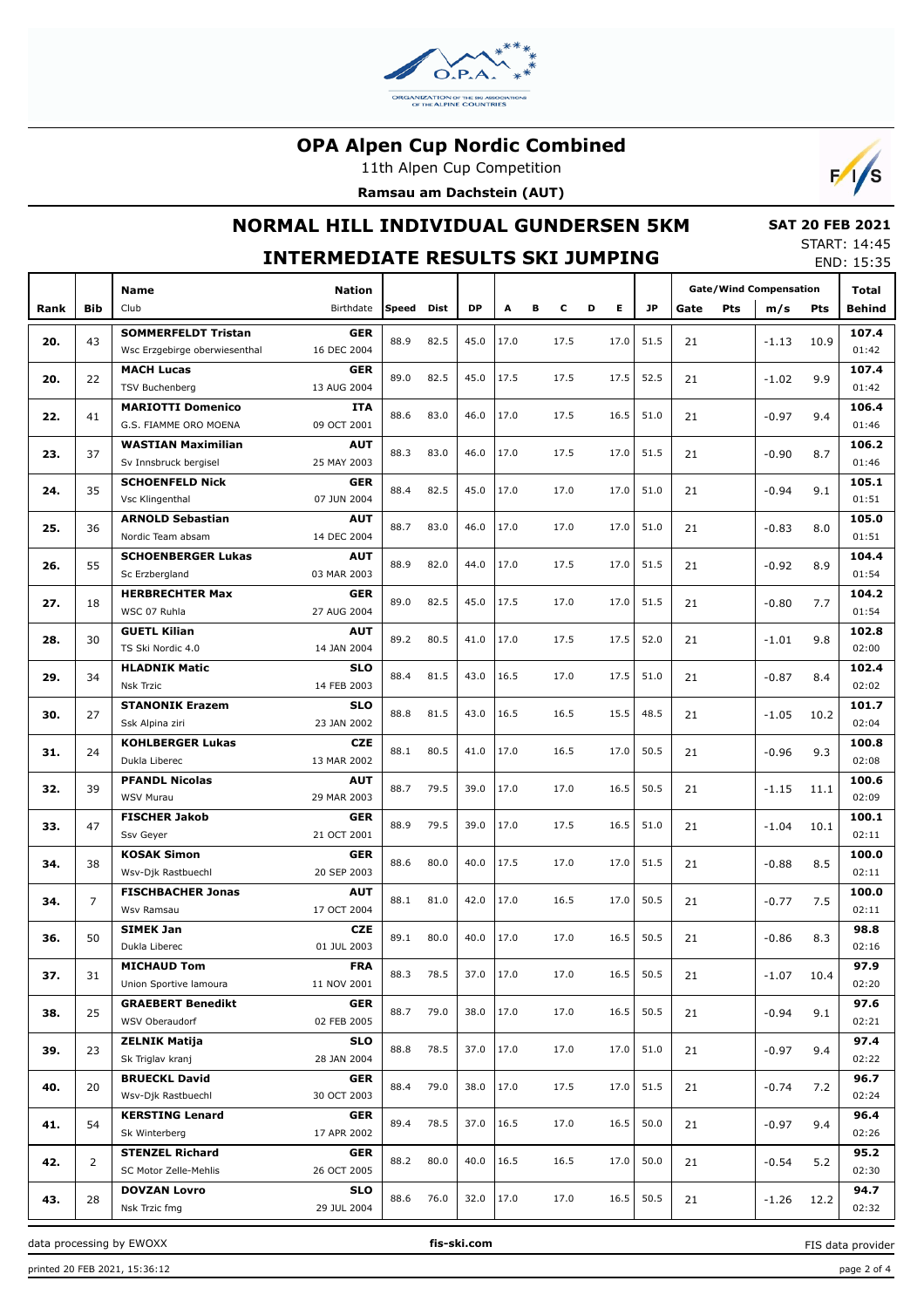# OPA Alpen Cup Nordic Combined

11th Alpen Cup Competition

**Ramsau am Dachstein (AUT)**

## NORMAL HILL INDIVIDUAL GUNDERSEN 5KM

**SAT 20 FEB 2021**

START: 14:45

END: 15:35

## INTERMEDIATE RESULTS SKI JUMPING

| Rank | Bib | Name / Club | Nation / Birthdate | Speed | Dist | DP | A | B | C | D | E | JP | Gate | Pts | m/s | Pts | Total / Behind |
|---|---|---|---|---|---|---|---|---|---|---|---|---|---|---|---|---|---|
| 20. | 43 | **SOMMERFELDT Tristan**<br>Wsc Erzgebirge oberwiesenthal | **GER**<br>16 DEC 2004 | 88.9 | 82.5 | 45.0 | 17.0 | | 17.5 | | 17.0 | 51.5 | 21 | | -1.13 | 10.9 | **107.4**<br>01:42 |
| 20. | 22 | **MACH Lucas**<br>TSV Buchenberg | **GER**<br>13 AUG 2004 | 89.0 | 82.5 | 45.0 | 17.5 | | 17.5 | | 17.5 | 52.5 | 21 | | -1.02 | 9.9 | **107.4**<br>01:42 |
| 22. | 41 | **MARIOTTI Domenico**<br>G.S. FIAMME ORO MOENA | **ITA**<br>09 OCT 2001 | 88.6 | 83.0 | 46.0 | 17.0 | | 17.5 | | 16.5 | 51.0 | 21 | | -0.97 | 9.4 | **106.4**<br>01:46 |
| 23. | 37 | **WASTIAN Maximilian**<br>Sv Innsbruck bergisel | **AUT**<br>25 MAY 2003 | 88.3 | 83.0 | 46.0 | 17.0 | | 17.5 | | 17.0 | 51.5 | 21 | | -0.90 | 8.7 | **106.2**<br>01:46 |
| 24. | 35 | **SCHOENFELD Nick**<br>Vsc Klingenthal | **GER**<br>07 JUN 2004 | 88.4 | 82.5 | 45.0 | 17.0 | | 17.0 | | 17.0 | 51.0 | 21 | | -0.94 | 9.1 | **105.1**<br>01:51 |
| 25. | 36 | **ARNOLD Sebastian**<br>Nordic Team absam | **AUT**<br>14 DEC 2004 | 88.7 | 83.0 | 46.0 | 17.0 | | 17.0 | | 17.0 | 51.0 | 21 | | -0.83 | 8.0 | **105.0**<br>01:51 |
| 26. | 55 | **SCHOENBERGER Lukas**<br>Sc Erzbergland | **AUT**<br>03 MAR 2003 | 88.9 | 82.0 | 44.0 | 17.0 | | 17.5 | | 17.0 | 51.5 | 21 | | -0.92 | 8.9 | **104.4**<br>01:54 |
| 27. | 18 | **HERBRECHTER Max**<br>WSC 07 Ruhla | **GER**<br>27 AUG 2004 | 89.0 | 82.5 | 45.0 | 17.5 | | 17.0 | | 17.0 | 51.5 | 21 | | -0.80 | 7.7 | **104.2**<br>01:54 |
| 28. | 30 | **GUETL Kilian**<br>TS Ski Nordic 4.0 | **AUT**<br>14 JAN 2004 | 89.2 | 80.5 | 41.0 | 17.0 | | 17.5 | | 17.5 | 52.0 | 21 | | -1.01 | 9.8 | **102.8**<br>02:00 |
| 29. | 34 | **HLADNIK Matic**<br>Nsk Trzic | **SLO**<br>14 FEB 2003 | 88.4 | 81.5 | 43.0 | 16.5 | | 17.0 | | 17.5 | 51.0 | 21 | | -0.87 | 8.4 | **102.4**<br>02:02 |
| 30. | 27 | **STANONIK Erazem**<br>Ssk Alpina ziri | **SLO**<br>23 JAN 2002 | 88.8 | 81.5 | 43.0 | 16.5 | | 16.5 | | 15.5 | 48.5 | 21 | | -1.05 | 10.2 | **101.7**<br>02:04 |
| 31. | 24 | **KOHLBERGER Lukas**<br>Dukla Liberec | **CZE**<br>13 MAR 2002 | 88.1 | 80.5 | 41.0 | 17.0 | | 16.5 | | 17.0 | 50.5 | 21 | | -0.96 | 9.3 | **100.8**<br>02:08 |
| 32. | 39 | **PFANDL Nicolas**<br>WSV Murau | **AUT**<br>29 MAR 2003 | 88.7 | 79.5 | 39.0 | 17.0 | | 17.0 | | 16.5 | 50.5 | 21 | | -1.15 | 11.1 | **100.6**<br>02:09 |
| 33. | 47 | **FISCHER Jakob**<br>Ssv Geyer | **GER**<br>21 OCT 2001 | 88.9 | 79.5 | 39.0 | 17.0 | | 17.5 | | 16.5 | 51.0 | 21 | | -1.04 | 10.1 | **100.1**<br>02:11 |
| 34. | 38 | **KOSAK Simon**<br>Wsv-Djk Rastbuechl | **GER**<br>20 SEP 2003 | 88.6 | 80.0 | 40.0 | 17.5 | | 17.0 | | 17.0 | 51.5 | 21 | | -0.88 | 8.5 | **100.0**<br>02:11 |
| 34. | 7 | **FISCHBACHER Jonas**<br>Wsv Ramsau | **AUT**<br>17 OCT 2004 | 88.1 | 81.0 | 42.0 | 17.0 | | 16.5 | | 17.0 | 50.5 | 21 | | -0.77 | 7.5 | **100.0**<br>02:11 |
| 36. | 50 | **SIMEK Jan**<br>Dukla Liberec | **CZE**<br>01 JUL 2003 | 89.1 | 80.0 | 40.0 | 17.0 | | 17.0 | | 16.5 | 50.5 | 21 | | -0.86 | 8.3 | **98.8**<br>02:16 |
| 37. | 31 | **MICHAUD Tom**<br>Union Sportive lamoura | **FRA**<br>11 NOV 2001 | 88.3 | 78.5 | 37.0 | 17.0 | | 17.0 | | 16.5 | 50.5 | 21 | | -1.07 | 10.4 | **97.9**<br>02:20 |
| 38. | 25 | **GRAEBERT Benedikt**<br>WSV Oberaudorf | **GER**<br>02 FEB 2005 | 88.7 | 79.0 | 38.0 | 17.0 | | 17.0 | | 16.5 | 50.5 | 21 | | -0.94 | 9.1 | **97.6**<br>02:21 |
| 39. | 23 | **ZELNIK Matija**<br>Sk Triglav kranj | **SLO**<br>28 JAN 2004 | 88.8 | 78.5 | 37.0 | 17.0 | | 17.0 | | 17.0 | 51.0 | 21 | | -0.97 | 9.4 | **97.4**<br>02:22 |
| 40. | 20 | **BRUECKL David**<br>Wsv-Djk Rastbuechl | **GER**<br>30 OCT 2003 | 88.4 | 79.0 | 38.0 | 17.0 | | 17.5 | | 17.0 | 51.5 | 21 | | -0.74 | 7.2 | **96.7**<br>02:24 |
| 41. | 54 | **KERSTING Lenard**<br>Sk Winterberg | **GER**<br>17 APR 2002 | 89.4 | 78.5 | 37.0 | 16.5 | | 17.0 | | 16.5 | 50.0 | 21 | | -0.97 | 9.4 | **96.4**<br>02:26 |
| 42. | 2 | **STENZEL Richard**<br>SC Motor Zelle-Mehlis | **GER**<br>26 OCT 2005 | 88.2 | 80.0 | 40.0 | 16.5 | | 16.5 | | 17.0 | 50.0 | 21 | | -0.54 | 5.2 | **95.2**<br>02:30 |
| 43. | 28 | **DOVZAN Lovro**<br>Nsk Trzic fmg | **SLO**<br>29 JUL 2004 | 88.6 | 76.0 | 32.0 | 17.0 | | 17.0 | | 16.5 | 50.5 | 21 | | -1.26 | 12.2 | **94.7**<br>02:32 |

Gate/Wind Compensation columns: Gate, Pts, m/s, Pts

data processing by EWOXX | fis-ski.com | FIS data provider

printed 20 FEB 2021, 15:36:12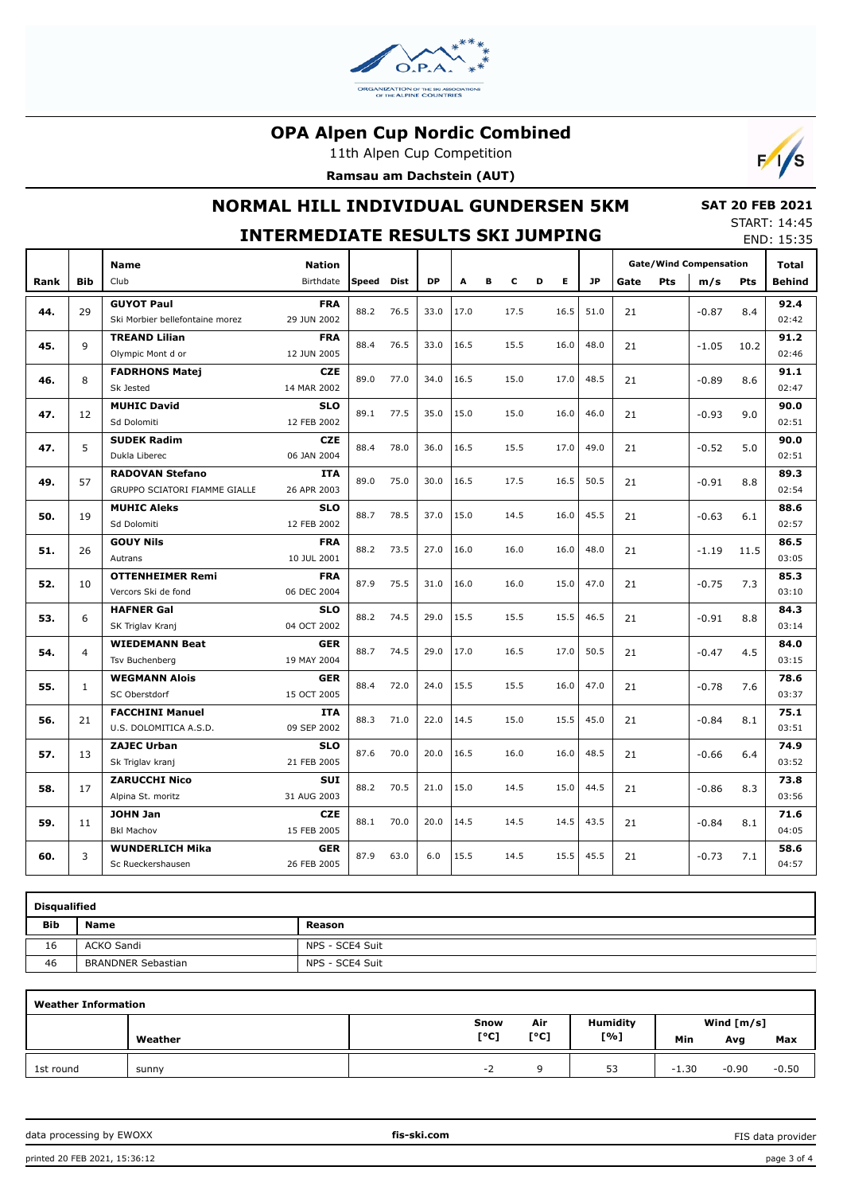# OPA Alpen Cup Nordic Combined

11th Alpen Cup Competition

**Ramsau am Dachstein (AUT)**

## NORMAL HILL INDIVIDUAL GUNDERSEN 5KM

**SAT 20 FEB 2021**

START: 14:45

END: 15:35

### INTERMEDIATE RESULTS SKI JUMPING

| Rank | Bib | Name / Club | Nation / Birthdate | Speed | Dist | DP | A | B | C | D | E | JP | Gate | Pts | m/s | Pts | Total / Behind |
|---|---|---|---|---|---|---|---|---|---|---|---|---|---|---|---|---|---|
| 44. | 29 | **GUYOT Paul** / Ski Morbier bellefontaine morez | **FRA** / 29 JUN 2002 | 88.2 | 76.5 | 33.0 | 17.0 | | 17.5 | | 16.5 | 51.0 | 21 | | -0.87 | 8.4 | **92.4** / 02:42 |
| 45. | 9 | **TREAND Lilian** / Olympic Mont d or | **FRA** / 12 JUN 2005 | 88.4 | 76.5 | 33.0 | 16.5 | | 15.5 | | 16.0 | 48.0 | 21 | | -1.05 | 10.2 | **91.2** / 02:46 |
| 46. | 8 | **FADRHONS Matej** / Sk Jested | **CZE** / 14 MAR 2002 | 89.0 | 77.0 | 34.0 | 16.5 | | 15.0 | | 17.0 | 48.5 | 21 | | -0.89 | 8.6 | **91.1** / 02:47 |
| 47. | 12 | **MUHIC David** / Sd Dolomiti | **SLO** / 12 FEB 2002 | 89.1 | 77.5 | 35.0 | 15.0 | | 15.0 | | 16.0 | 46.0 | 21 | | -0.93 | 9.0 | **90.0** / 02:51 |
| 47. | 5 | **SUDEK Radim** / Dukla Liberec | **CZE** / 06 JAN 2004 | 88.4 | 78.0 | 36.0 | 16.5 | | 15.5 | | 17.0 | 49.0 | 21 | | -0.52 | 5.0 | **90.0** / 02:51 |
| 49. | 57 | **RADOVAN Stefano** / GRUPPO SCIATORI FIAMME GIALLE | **ITA** / 26 APR 2003 | 89.0 | 75.0 | 30.0 | 16.5 | | 17.5 | | 16.5 | 50.5 | 21 | | -0.91 | 8.8 | **89.3** / 02:54 |
| 50. | 19 | **MUHIC Aleks** / Sd Dolomiti | **SLO** / 12 FEB 2002 | 88.7 | 78.5 | 37.0 | 15.0 | | 14.5 | | 16.0 | 45.5 | 21 | | -0.63 | 6.1 | **88.6** / 02:57 |
| 51. | 26 | **GOUY Nils** / Autrans | **FRA** / 10 JUL 2001 | 88.2 | 73.5 | 27.0 | 16.0 | | 16.0 | | 16.0 | 48.0 | 21 | | -1.19 | 11.5 | **86.5** / 03:05 |
| 52. | 10 | **OTTENHEIMER Remi** / Vercors Ski de fond | **FRA** / 06 DEC 2004 | 87.9 | 75.5 | 31.0 | 16.0 | | 16.0 | | 15.0 | 47.0 | 21 | | -0.75 | 7.3 | **85.3** / 03:10 |
| 53. | 6 | **HAFNER Gal** / SK Triglav Kranj | **SLO** / 04 OCT 2002 | 88.2 | 74.5 | 29.0 | 15.5 | | 15.5 | | 15.5 | 46.5 | 21 | | -0.91 | 8.8 | **84.3** / 03:14 |
| 54. | 4 | **WIEDEMANN Beat** / Tsv Buchenberg | **GER** / 19 MAY 2004 | 88.7 | 74.5 | 29.0 | 17.0 | | 16.5 | | 17.0 | 50.5 | 21 | | -0.47 | 4.5 | **84.0** / 03:15 |
| 55. | 1 | **WEGMANN Alois** / SC Oberstdorf | **GER** / 15 OCT 2005 | 88.4 | 72.0 | 24.0 | 15.5 | | 15.5 | | 16.0 | 47.0 | 21 | | -0.78 | 7.6 | **78.6** / 03:37 |
| 56. | 21 | **FACCHINI Manuel** / U.S. DOLOMITICA A.S.D. | **ITA** / 09 SEP 2002 | 88.3 | 71.0 | 22.0 | 14.5 | | 15.0 | | 15.5 | 45.0 | 21 | | -0.84 | 8.1 | **75.1** / 03:51 |
| 57. | 13 | **ZAJEC Urban** / Sk Triglav kranj | **SLO** / 21 FEB 2005 | 87.6 | 70.0 | 20.0 | 16.5 | | 16.0 | | 16.0 | 48.5 | 21 | | -0.66 | 6.4 | **74.9** / 03:52 |
| 58. | 17 | **ZARUCCHI Nico** / Alpina St. moritz | **SUI** / 31 AUG 2003 | 88.2 | 70.5 | 21.0 | 15.0 | | 14.5 | | 15.0 | 44.5 | 21 | | -0.86 | 8.3 | **73.8** / 03:56 |
| 59. | 11 | **JOHN Jan** / Bkl Machov | **CZE** / 15 FEB 2005 | 88.1 | 70.0 | 20.0 | 14.5 | | 14.5 | | 14.5 | 43.5 | 21 | | -0.84 | 8.1 | **71.6** / 04:05 |
| 60. | 3 | **WUNDERLICH Mika** / Sc Rueckershausen | **GER** / 26 FEB 2005 | 87.9 | 63.0 | 6.0 | 15.5 | | 14.5 | | 15.5 | 45.5 | 21 | | -0.73 | 7.1 | **58.6** / 04:57 |

**Disqualified**

| Bib | Name | Reason |
|---|---|---|
| 16 | ACKO Sandi | NPS - SCE4 Suit |
| 46 | BRANDNER Sebastian | NPS - SCE4 Suit |

**Weather Information**

| | Weather | Snow [°C] | Air [°C] | Humidity [%] | Wind [m/s] Min | Avg | Max |
|---|---|---|---|---|---|---|---|
| 1st round | sunny | -2 | 9 | 53 | -1.30 | -0.90 | -0.50 |

data processing by EWOXX | fis-ski.com | FIS data provider

printed 20 FEB 2021, 15:36:12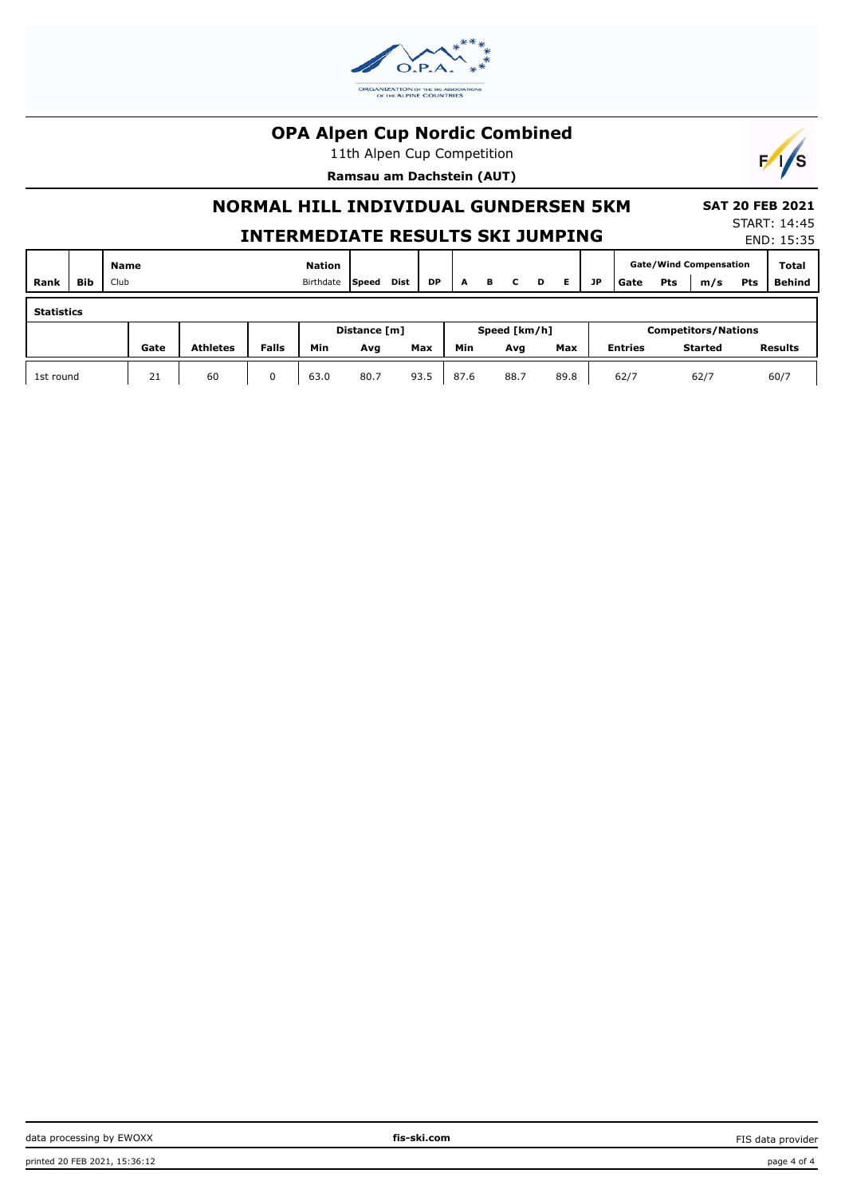# OPA Alpen Cup Nordic Combined

11th Alpen Cup Competition

**Ramsau am Dachstein (AUT)**

## NORMAL HILL INDIVIDUAL GUNDERSEN 5KM

**SAT 20 FEB 2021**

START: 14:45

END: 15:35

## INTERMEDIATE RESULTS SKI JUMPING

| Rank | Bib | Name / Club | Nation / Birthdate | Speed | Dist | DP | A | B | C | D | E | JP | Gate/Wind Compensation Gate | Pts | m/s | Pts | Total Behind |
|---|---|---|---|---|---|---|---|---|---|---|---|---|---|---|---|---|---|

**Statistics**

| | Gate | Athletes | Falls | Distance [m] | | | Speed [km/h] | | | Competitors/Nations | | |
|---|---|---|---|---|---|---|---|---|---|---|---|---|
| | | | | Min | Avg | Max | Min | Avg | Max | Entries | Started | Results |
| 1st round | 21 | 60 | 0 | 63.0 | 80.7 | 93.5 | 87.6 | 88.7 | 89.8 | 62/7 | 62/7 | 60/7 |

data processing by EWOXX    fis-ski.com    FIS data provider

printed 20 FEB 2021, 15:36:12